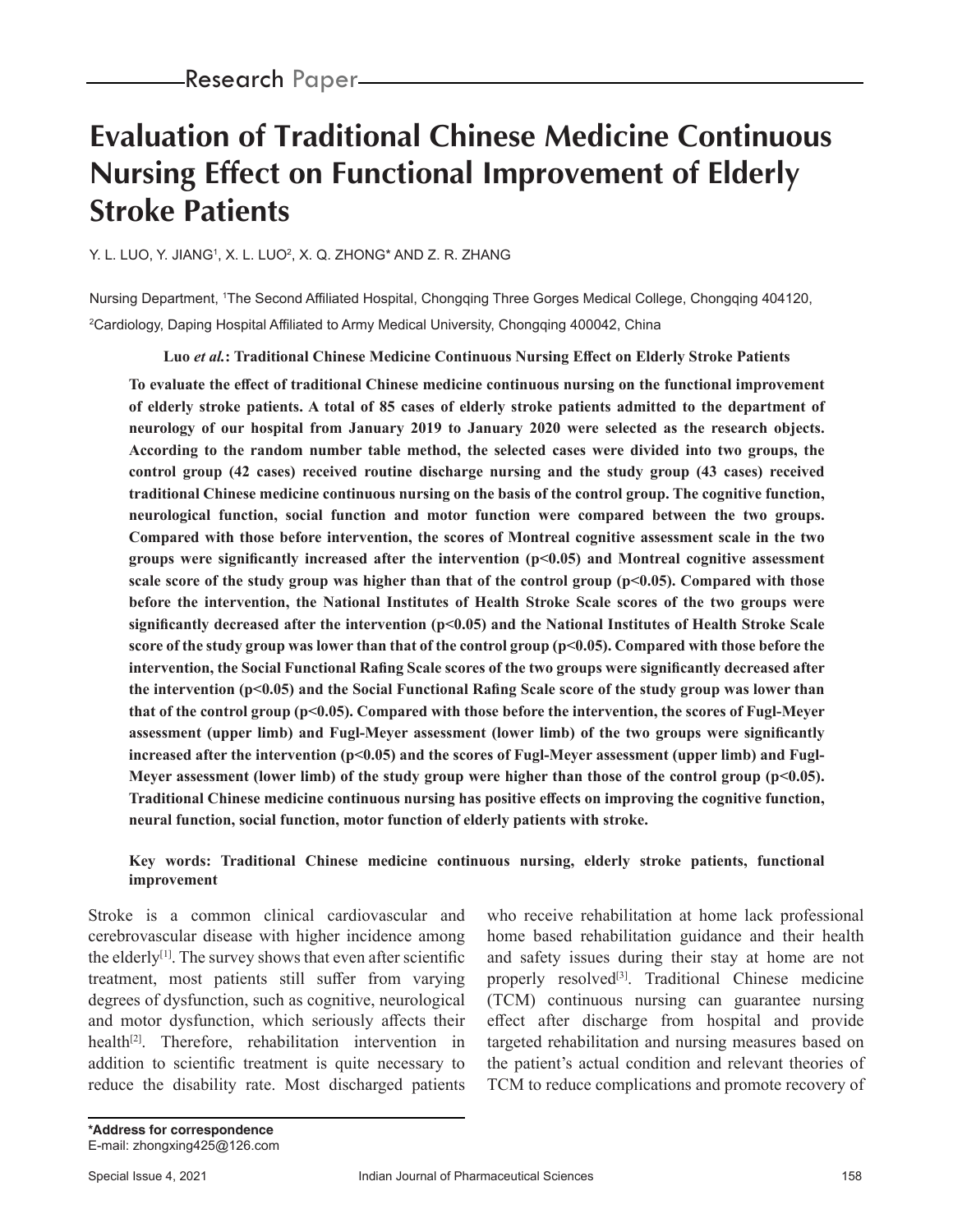Research Paper

# Evaluation of Traditional Chinese Medicine Continuous Nursing Effect on Functional Improvement of Elderly Stroke Patients

Y. L. LUO, Y. JIANG[1], X. L. LUO[2], X. Q. ZHONG* AND Z. R. ZHANG

Nursing Department, [1]The Second Affiliated Hospital, Chongqing Three Gorges Medical College, Chongqing 404120, [2]Cardiology, Daping Hospital Affiliated to Army Medical University, Chongqing 400042, China

**Luo *et al.*: Traditional Chinese Medicine Continuous Nursing Effect on Elderly Stroke Patients**

**To evaluate the effect of traditional Chinese medicine continuous nursing on the functional improvement of elderly stroke patients. A total of 85 cases of elderly stroke patients admitted to the department of neurology of our hospital from January 2019 to January 2020 were selected as the research objects. According to the random number table method, the selected cases were divided into two groups, the control group (42 cases) received routine discharge nursing and the study group (43 cases) received traditional Chinese medicine continuous nursing on the basis of the control group. The cognitive function, neurological function, social function and motor function were compared between the two groups. Compared with those before intervention, the scores of Montreal cognitive assessment scale in the two groups were significantly increased after the intervention ($p<0.05$) and Montreal cognitive assessment scale score of the study group was higher than that of the control group ($p<0.05$). Compared with those before the intervention, the National Institutes of Health Stroke Scale scores of the two groups were significantly decreased after the intervention ($p<0.05$) and the National Institutes of Health Stroke Scale score of the study group was lower than that of the control group ($p<0.05$). Compared with those before the intervention, the Social Functional Rafing Scale scores of the two groups were significantly decreased after the intervention ($p<0.05$) and the Social Functional Rafing Scale score of the study group was lower than that of the control group ($p<0.05$). Compared with those before the intervention, the scores of Fugl-Meyer assessment (upper limb) and Fugl-Meyer assessment (lower limb) of the two groups were significantly increased after the intervention ($p<0.05$) and the scores of Fugl-Meyer assessment (upper limb) and Fugl-Meyer assessment (lower limb) of the study group were higher than those of the control group ($p<0.05$). Traditional Chinese medicine continuous nursing has positive effects on improving the cognitive function, neural function, social function, motor function of elderly patients with stroke.**

**Key words: Traditional Chinese medicine continuous nursing, elderly stroke patients, functional improvement**

Stroke is a common clinical cardiovascular and cerebrovascular disease with higher incidence among the elderly[1]. The survey shows that even after scientific treatment, most patients still suffer from varying degrees of dysfunction, such as cognitive, neurological and motor dysfunction, which seriously affects their health[2]. Therefore, rehabilitation intervention in addition to scientific treatment is quite necessary to reduce the disability rate. Most discharged patients who receive rehabilitation at home lack professional home based rehabilitation guidance and their health and safety issues during their stay at home are not properly resolved[3]. Traditional Chinese medicine (TCM) continuous nursing can guarantee nursing effect after discharge from hospital and provide targeted rehabilitation and nursing measures based on the patient's actual condition and relevant theories of TCM to reduce complications and promote recovery of

**\*Address for correspondence**
E-mail: zhongxing425@126.com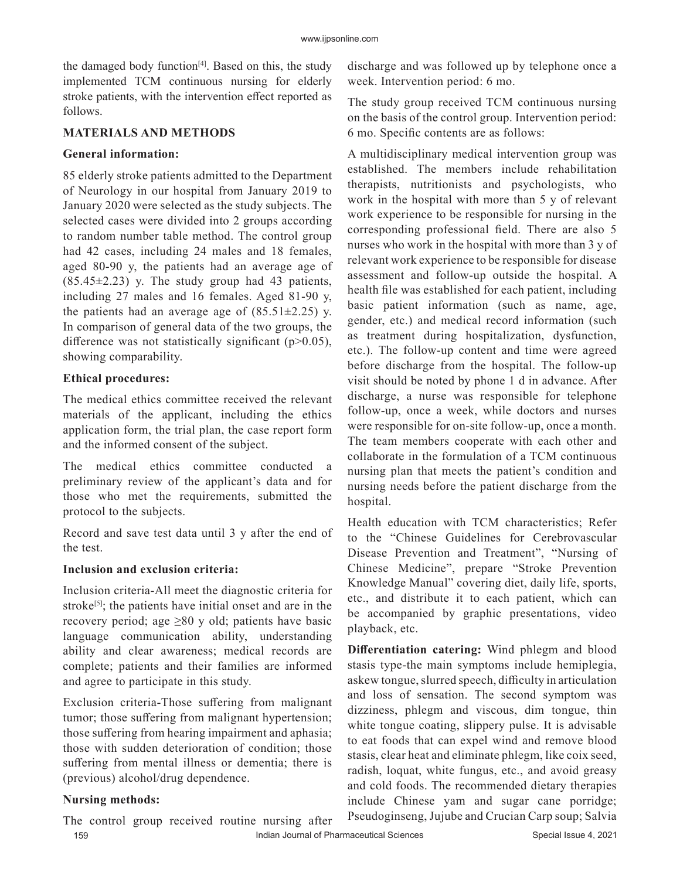the damaged body function[4]. Based on this, the study implemented TCM continuous nursing for elderly stroke patients, with the intervention effect reported as follows.

## MATERIALS AND METHODS

### General information:

85 elderly stroke patients admitted to the Department of Neurology in our hospital from January 2019 to January 2020 were selected as the study subjects. The selected cases were divided into 2 groups according to random number table method. The control group had 42 cases, including 24 males and 18 females, aged 80-90 y, the patients had an average age of (85.45±2.23) y. The study group had 43 patients, including 27 males and 16 females. Aged 81-90 y, the patients had an average age of (85.51±2.25) y. In comparison of general data of the two groups, the difference was not statistically significant ($p>0.05$), showing comparability.

### Ethical procedures:

The medical ethics committee received the relevant materials of the applicant, including the ethics application form, the trial plan, the case report form and the informed consent of the subject.

The medical ethics committee conducted a preliminary review of the applicant's data and for those who met the requirements, submitted the protocol to the subjects.

Record and save test data until 3 y after the end of the test.

### Inclusion and exclusion criteria:

Inclusion criteria-All meet the diagnostic criteria for stroke[5]; the patients have initial onset and are in the recovery period; age ≥80 y old; patients have basic language communication ability, understanding ability and clear awareness; medical records are complete; patients and their families are informed and agree to participate in this study.

Exclusion criteria-Those suffering from malignant tumor; those suffering from malignant hypertension; those suffering from hearing impairment and aphasia; those with sudden deterioration of condition; those suffering from mental illness or dementia; there is (previous) alcohol/drug dependence.

### Nursing methods:

The control group received routine nursing after discharge and was followed up by telephone once a week. Intervention period: 6 mo.

The study group received TCM continuous nursing on the basis of the control group. Intervention period: 6 mo. Specific contents are as follows:

A multidisciplinary medical intervention group was established. The members include rehabilitation therapists, nutritionists and psychologists, who work in the hospital with more than 5 y of relevant work experience to be responsible for nursing in the corresponding professional field. There are also 5 nurses who work in the hospital with more than 3 y of relevant work experience to be responsible for disease assessment and follow-up outside the hospital. A health file was established for each patient, including basic patient information (such as name, age, gender, etc.) and medical record information (such as treatment during hospitalization, dysfunction, etc.). The follow-up content and time were agreed before discharge from the hospital. The follow-up visit should be noted by phone 1 d in advance. After discharge, a nurse was responsible for telephone follow-up, once a week, while doctors and nurses were responsible for on-site follow-up, once a month. The team members cooperate with each other and collaborate in the formulation of a TCM continuous nursing plan that meets the patient's condition and nursing needs before the patient discharge from the hospital.

Health education with TCM characteristics; Refer to the "Chinese Guidelines for Cerebrovascular Disease Prevention and Treatment", "Nursing of Chinese Medicine", prepare "Stroke Prevention Knowledge Manual" covering diet, daily life, sports, etc., and distribute it to each patient, which can be accompanied by graphic presentations, video playback, etc.

**Differentiation catering:** Wind phlegm and blood stasis type-the main symptoms include hemiplegia, askew tongue, slurred speech, difficulty in articulation and loss of sensation. The second symptom was dizziness, phlegm and viscous, dim tongue, thin white tongue coating, slippery pulse. It is advisable to eat foods that can expel wind and remove blood stasis, clear heat and eliminate phlegm, like coix seed, radish, loquat, white fungus, etc., and avoid greasy and cold foods. The recommended dietary therapies include Chinese yam and sugar cane porridge; Pseudoginseng, Jujube and Crucian Carp soup; Salvia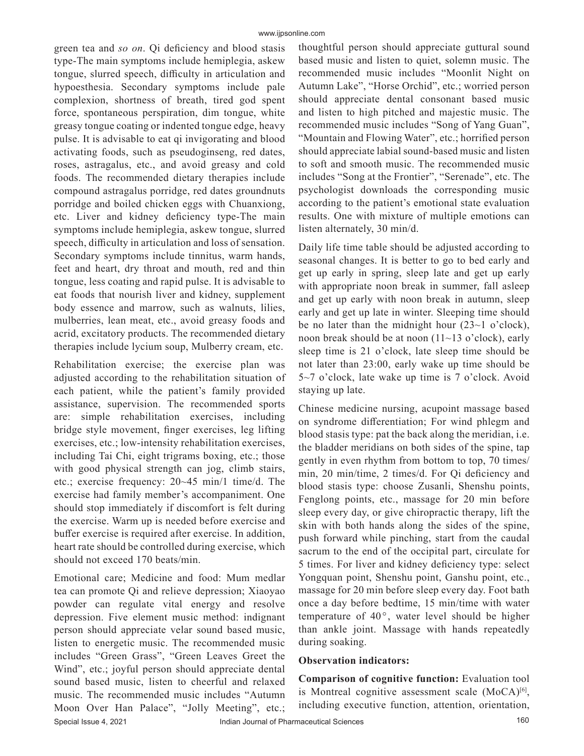green tea and *so on*. Qi deficiency and blood stasis type-The main symptoms include hemiplegia, askew tongue, slurred speech, difficulty in articulation and hypoesthesia. Secondary symptoms include pale complexion, shortness of breath, tired god spent force, spontaneous perspiration, dim tongue, white greasy tongue coating or indented tongue edge, heavy pulse. It is advisable to eat qi invigorating and blood activating foods, such as pseudoginseng, red dates, roses, astragalus, etc., and avoid greasy and cold foods. The recommended dietary therapies include compound astragalus porridge, red dates groundnuts porridge and boiled chicken eggs with Chuanxiong, etc. Liver and kidney deficiency type-The main symptoms include hemiplegia, askew tongue, slurred speech, difficulty in articulation and loss of sensation. Secondary symptoms include tinnitus, warm hands, feet and heart, dry throat and mouth, red and thin tongue, less coating and rapid pulse. It is advisable to eat foods that nourish liver and kidney, supplement body essence and marrow, such as walnuts, lilies, mulberries, lean meat, etc., avoid greasy foods and acrid, excitatory products. The recommended dietary therapies include lycium soup, Mulberry cream, etc.

Rehabilitation exercise; the exercise plan was adjusted according to the rehabilitation situation of each patient, while the patient's family provided assistance, supervision. The recommended sports are: simple rehabilitation exercises, including bridge style movement, finger exercises, leg lifting exercises, etc.; low-intensity rehabilitation exercises, including Tai Chi, eight trigrams boxing, etc.; those with good physical strength can jog, climb stairs, etc.; exercise frequency: 20~45 min/1 time/d. The exercise had family member's accompaniment. One should stop immediately if discomfort is felt during the exercise. Warm up is needed before exercise and buffer exercise is required after exercise. In addition, heart rate should be controlled during exercise, which should not exceed 170 beats/min.

Emotional care; Medicine and food: Mum medlar tea can promote Qi and relieve depression; Xiaoyao powder can regulate vital energy and resolve depression. Five element music method: indignant person should appreciate velar sound based music, listen to energetic music. The recommended music includes "Green Grass", "Green Leaves Greet the Wind", etc.; joyful person should appreciate dental sound based music, listen to cheerful and relaxed music. The recommended music includes "Autumn Moon Over Han Palace", "Jolly Meeting", etc.; thoughtful person should appreciate guttural sound based music and listen to quiet, solemn music. The recommended music includes "Moonlit Night on Autumn Lake", "Horse Orchid", etc.; worried person should appreciate dental consonant based music and listen to high pitched and majestic music. The recommended music includes "Song of Yang Guan", "Mountain and Flowing Water", etc.; horrified person should appreciate labial sound-based music and listen to soft and smooth music. The recommended music includes "Song at the Frontier", "Serenade", etc. The psychologist downloads the corresponding music according to the patient's emotional state evaluation results. One with mixture of multiple emotions can listen alternately, 30 min/d.

Daily life time table should be adjusted according to seasonal changes. It is better to go to bed early and get up early in spring, sleep late and get up early with appropriate noon break in summer, fall asleep and get up early with noon break in autumn, sleep early and get up late in winter. Sleeping time should be no later than the midnight hour (23~1 o'clock), noon break should be at noon (11~13 o'clock), early sleep time is 21 o'clock, late sleep time should be not later than 23:00, early wake up time should be 5~7 o'clock, late wake up time is 7 o'clock. Avoid staying up late.

Chinese medicine nursing, acupoint massage based on syndrome differentiation; For wind phlegm and blood stasis type: pat the back along the meridian, i.e. the bladder meridians on both sides of the spine, tap gently in even rhythm from bottom to top, 70 times/min, 20 min/time, 2 times/d. For Qi deficiency and blood stasis type: choose Zusanli, Shenshu points, Fenglong points, etc., massage for 20 min before sleep every day, or give chiropractic therapy, lift the skin with both hands along the sides of the spine, push forward while pinching, start from the caudal sacrum to the end of the occipital part, circulate for 5 times. For liver and kidney deficiency type: select Yongquan point, Shenshu point, Ganshu point, etc., massage for 20 min before sleep every day. Foot bath once a day before bedtime, 15 min/time with water temperature of 40°, water level should be higher than ankle joint. Massage with hands repeatedly during soaking.

**Observation indicators:**

**Comparison of cognitive function:** Evaluation tool is Montreal cognitive assessment scale (MoCA)[6], including executive function, attention, orientation,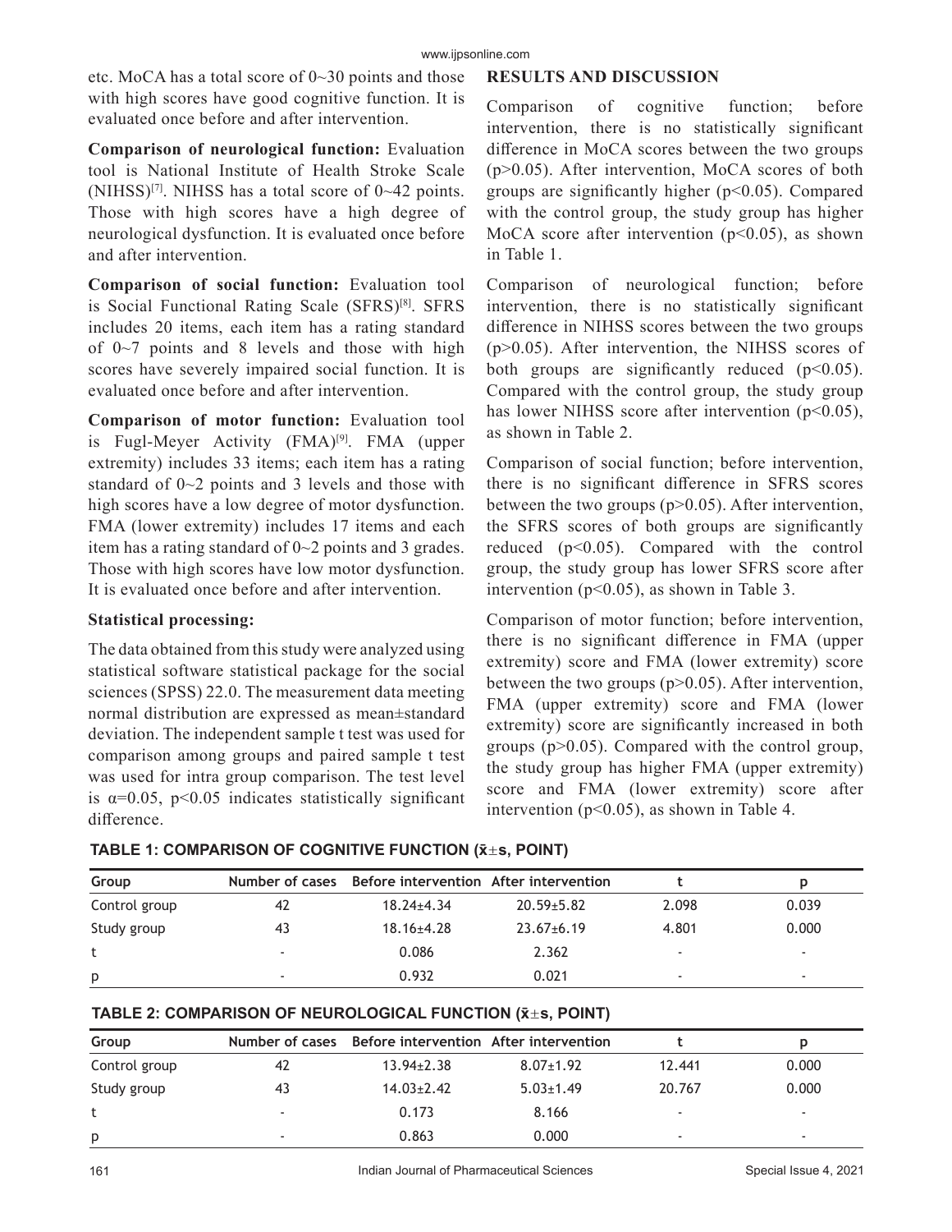etc. MoCA has a total score of 0~30 points and those with high scores have good cognitive function. It is evaluated once before and after intervention.

**Comparison of neurological function:** Evaluation tool is National Institute of Health Stroke Scale (NIHSS)[7]. NIHSS has a total score of 0~42 points. Those with high scores have a high degree of neurological dysfunction. It is evaluated once before and after intervention.

**Comparison of social function:** Evaluation tool is Social Functional Rating Scale (SFRS)[8]. SFRS includes 20 items, each item has a rating standard of 0~7 points and 8 levels and those with high scores have severely impaired social function. It is evaluated once before and after intervention.

**Comparison of motor function:** Evaluation tool is Fugl-Meyer Activity (FMA)[9]. FMA (upper extremity) includes 33 items; each item has a rating standard of 0~2 points and 3 levels and those with high scores have a low degree of motor dysfunction. FMA (lower extremity) includes 17 items and each item has a rating standard of 0~2 points and 3 grades. Those with high scores have low motor dysfunction. It is evaluated once before and after intervention.

### Statistical processing:

The data obtained from this study were analyzed using statistical software statistical package for the social sciences (SPSS) 22.0. The measurement data meeting normal distribution are expressed as mean±standard deviation. The independent sample t test was used for comparison among groups and paired sample t test was used for intra group comparison. The test level is $\alpha=0.05$, $p<0.05$ indicates statistically significant difference.

## RESULTS AND DISCUSSION

Comparison of cognitive function; before intervention, there is no statistically significant difference in MoCA scores between the two groups ($p>0.05$). After intervention, MoCA scores of both groups are significantly higher ($p<0.05$). Compared with the control group, the study group has higher MoCA score after intervention ($p<0.05$), as shown in Table 1.

Comparison of neurological function; before intervention, there is no statistically significant difference in NIHSS scores between the two groups ($p>0.05$). After intervention, the NIHSS scores of both groups are significantly reduced ($p<0.05$). Compared with the control group, the study group has lower NIHSS score after intervention ($p<0.05$), as shown in Table 2.

Comparison of social function; before intervention, there is no significant difference in SFRS scores between the two groups ($p>0.05$). After intervention, the SFRS scores of both groups are significantly reduced ($p<0.05$). Compared with the control group, the study group has lower SFRS score after intervention ($p<0.05$), as shown in Table 3.

Comparison of motor function; before intervention, there is no significant difference in FMA (upper extremity) score and FMA (lower extremity) score between the two groups ($p>0.05$). After intervention, FMA (upper extremity) score and FMA (lower extremity) score are significantly increased in both groups ($p>0.05$). Compared with the control group, the study group has higher FMA (upper extremity) score and FMA (lower extremity) score after intervention ($p<0.05$), as shown in Table 4.

**TABLE 1: COMPARISON OF COGNITIVE FUNCTION ($\bar{x}\pm s$, POINT)**

| Group | Number of cases | Before intervention | After intervention | t | p |
|---|---|---|---|---|---|
| Control group | 42 | 18.24±4.34 | 20.59±5.82 | 2.098 | 0.039 |
| Study group | 43 | 18.16±4.28 | 23.67±6.19 | 4.801 | 0.000 |
| t | - | 0.086 | 2.362 | - | - |
| p | - | 0.932 | 0.021 | - | - |

**TABLE 2: COMPARISON OF NEUROLOGICAL FUNCTION ($\bar{x}\pm s$, POINT)**

| Group | Number of cases | Before intervention | After intervention | t | p |
|---|---|---|---|---|---|
| Control group | 42 | 13.94±2.38 | 8.07±1.92 | 12.441 | 0.000 |
| Study group | 43 | 14.03±2.42 | 5.03±1.49 | 20.767 | 0.000 |
| t | - | 0.173 | 8.166 | - | - |
| p | - | 0.863 | 0.000 | - | - |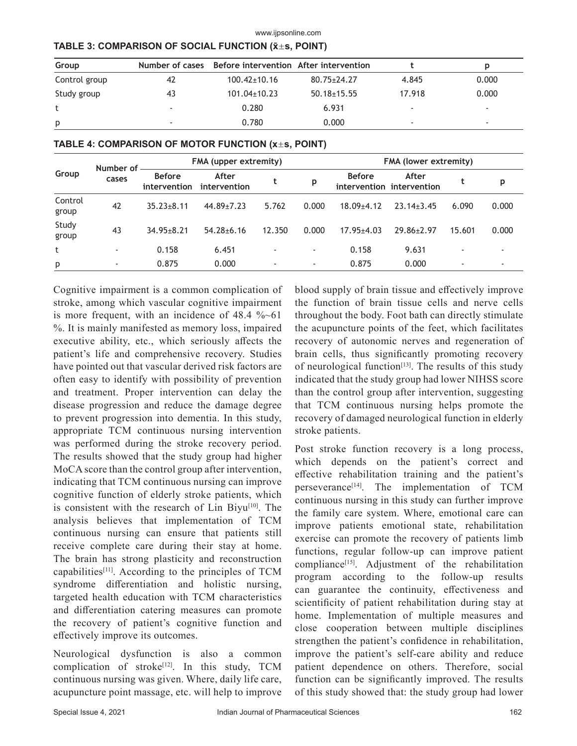**TABLE 3: COMPARISON OF SOCIAL FUNCTION ($\bar{x}\pm s$, POINT)**

| Group | Number of cases | Before intervention | After intervention | t | p |
|---|---|---|---|---|---|
| Control group | 42 | 100.42±10.16 | 80.75±24.27 | 4.845 | 0.000 |
| Study group | 43 | 101.04±10.23 | 50.18±15.55 | 17.918 | 0.000 |
| t | - | 0.280 | 6.931 | - | - |
| p | - | 0.780 | 0.000 | - | - |

**TABLE 4: COMPARISON OF MOTOR FUNCTION ($x\pm s$, POINT)**

| Group | Number of cases | FMA (upper extremity) | | | | FMA (lower extremity) | | | |
|---|---|---|---|---|---|---|---|---|---|
| | | Before intervention | After intervention | t | p | Before intervention | After intervention | t | p |
| Control group | 42 | 35.23±8.11 | 44.89±7.23 | 5.762 | 0.000 | 18.09±4.12 | 23.14±3.45 | 6.090 | 0.000 |
| Study group | 43 | 34.95±8.21 | 54.28±6.16 | 12.350 | 0.000 | 17.95±4.03 | 29.86±2.97 | 15.601 | 0.000 |
| t | - | 0.158 | 6.451 | - | - | 0.158 | 9.631 | - | - |
| p | - | 0.875 | 0.000 | - | - | 0.875 | 0.000 | - | - |

Cognitive impairment is a common complication of stroke, among which vascular cognitive impairment is more frequent, with an incidence of 48.4 %~61 %. It is mainly manifested as memory loss, impaired executive ability, etc., which seriously affects the patient's life and comprehensive recovery. Studies have pointed out that vascular derived risk factors are often easy to identify with possibility of prevention and treatment. Proper intervention can delay the disease progression and reduce the damage degree to prevent progression into dementia. In this study, appropriate TCM continuous nursing intervention was performed during the stroke recovery period. The results showed that the study group had higher MoCA score than the control group after intervention, indicating that TCM continuous nursing can improve cognitive function of elderly stroke patients, which is consistent with the research of Lin Biyu[10]. The analysis believes that implementation of TCM continuous nursing can ensure that patients still receive complete care during their stay at home. The brain has strong plasticity and reconstruction capabilities[11]. According to the principles of TCM syndrome differentiation and holistic nursing, targeted health education with TCM characteristics and differentiation catering measures can promote the recovery of patient's cognitive function and effectively improve its outcomes.

Neurological dysfunction is also a common complication of stroke[12]. In this study, TCM continuous nursing was given. Where, daily life care, acupuncture point massage, etc. will help to improve blood supply of brain tissue and effectively improve the function of brain tissue cells and nerve cells throughout the body. Foot bath can directly stimulate the acupuncture points of the feet, which facilitates recovery of autonomic nerves and regeneration of brain cells, thus significantly promoting recovery of neurological function[13]. The results of this study indicated that the study group had lower NIHSS score than the control group after intervention, suggesting that TCM continuous nursing helps promote the recovery of damaged neurological function in elderly stroke patients.

Post stroke function recovery is a long process, which depends on the patient's correct and effective rehabilitation training and the patient's perseverance[14]. The implementation of TCM continuous nursing in this study can further improve the family care system. Where, emotional care can improve patients emotional state, rehabilitation exercise can promote the recovery of patients limb functions, regular follow-up can improve patient compliance[15]. Adjustment of the rehabilitation program according to the follow-up results can guarantee the continuity, effectiveness and scientificity of patient rehabilitation during stay at home. Implementation of multiple measures and close cooperation between multiple disciplines strengthen the patient's confidence in rehabilitation, improve the patient's self-care ability and reduce patient dependence on others. Therefore, social function can be significantly improved. The results of this study showed that: the study group had lower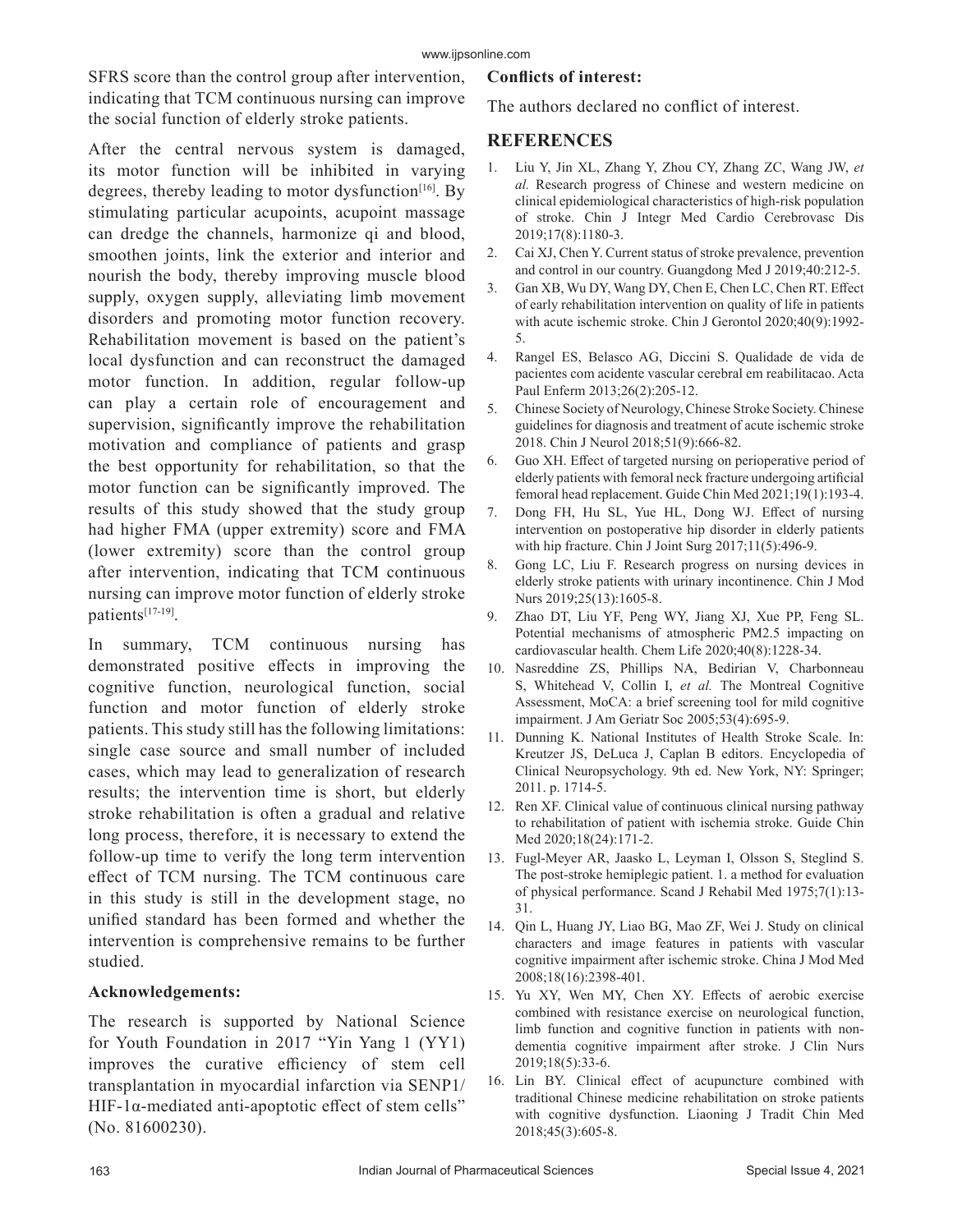SFRS score than the control group after intervention, indicating that TCM continuous nursing can improve the social function of elderly stroke patients.

After the central nervous system is damaged, its motor function will be inhibited in varying degrees, thereby leading to motor dysfunction[16]. By stimulating particular acupoints, acupoint massage can dredge the channels, harmonize qi and blood, smoothen joints, link the exterior and interior and nourish the body, thereby improving muscle blood supply, oxygen supply, alleviating limb movement disorders and promoting motor function recovery. Rehabilitation movement is based on the patient's local dysfunction and can reconstruct the damaged motor function. In addition, regular follow-up can play a certain role of encouragement and supervision, significantly improve the rehabilitation motivation and compliance of patients and grasp the best opportunity for rehabilitation, so that the motor function can be significantly improved. The results of this study showed that the study group had higher FMA (upper extremity) score and FMA (lower extremity) score than the control group after intervention, indicating that TCM continuous nursing can improve motor function of elderly stroke patients[17-19].

In summary, TCM continuous nursing has demonstrated positive effects in improving the cognitive function, neurological function, social function and motor function of elderly stroke patients. This study still has the following limitations: single case source and small number of included cases, which may lead to generalization of research results; the intervention time is short, but elderly stroke rehabilitation is often a gradual and relative long process, therefore, it is necessary to extend the follow-up time to verify the long term intervention effect of TCM nursing. The TCM continuous care in this study is still in the development stage, no unified standard has been formed and whether the intervention is comprehensive remains to be further studied.

### Acknowledgements:

The research is supported by National Science for Youth Foundation in 2017 "Yin Yang 1 (YY1) improves the curative efficiency of stem cell transplantation in myocardial infarction via SENP1/ HIF-1α-mediated anti-apoptotic effect of stem cells" (No. 81600230).

### Conflicts of interest:

The authors declared no conflict of interest.

## REFERENCES

1. Liu Y, Jin XL, Zhang Y, Zhou CY, Zhang ZC, Wang JW, *et al.* Research progress of Chinese and western medicine on clinical epidemiological characteristics of high-risk population of stroke. Chin J Integr Med Cardio Cerebrovasc Dis 2019;17(8):1180-3.
2. Cai XJ, Chen Y. Current status of stroke prevalence, prevention and control in our country. Guangdong Med J 2019;40:212-5.
3. Gan XB, Wu DY, Wang DY, Chen E, Chen LC, Chen RT. Effect of early rehabilitation intervention on quality of life in patients with acute ischemic stroke. Chin J Gerontol 2020;40(9):1992-5.
4. Rangel ES, Belasco AG, Diccini S. Qualidade de vida de pacientes com acidente vascular cerebral em reabilitacao. Acta Paul Enferm 2013;26(2):205-12.
5. Chinese Society of Neurology, Chinese Stroke Society. Chinese guidelines for diagnosis and treatment of acute ischemic stroke 2018. Chin J Neurol 2018;51(9):666-82.
6. Guo XH. Effect of targeted nursing on perioperative period of elderly patients with femoral neck fracture undergoing artificial femoral head replacement. Guide Chin Med 2021;19(1):193-4.
7. Dong FH, Hu SL, Yue HL, Dong WJ. Effect of nursing intervention on postoperative hip disorder in elderly patients with hip fracture. Chin J Joint Surg 2017;11(5):496-9.
8. Gong LC, Liu F. Research progress on nursing devices in elderly stroke patients with urinary incontinence. Chin J Mod Nurs 2019;25(13):1605-8.
9. Zhao DT, Liu YF, Peng WY, Jiang XJ, Xue PP, Feng SL. Potential mechanisms of atmospheric PM2.5 impacting on cardiovascular health. Chem Life 2020;40(8):1228-34.
10. Nasreddine ZS, Phillips NA, Bedirian V, Charbonneau S, Whitehead V, Collin I, *et al.* The Montreal Cognitive Assessment, MoCA: a brief screening tool for mild cognitive impairment. J Am Geriatr Soc 2005;53(4):695-9.
11. Dunning K. National Institutes of Health Stroke Scale. In: Kreutzer JS, DeLuca J, Caplan B editors. Encyclopedia of Clinical Neuropsychology. 9th ed. New York, NY: Springer; 2011. p. 1714-5.
12. Ren XF. Clinical value of continuous clinical nursing pathway to rehabilitation of patient with ischemia stroke. Guide Chin Med 2020;18(24):171-2.
13. Fugl-Meyer AR, Jaasko L, Leyman I, Olsson S, Steglind S. The post-stroke hemiplegic patient. 1. a method for evaluation of physical performance. Scand J Rehabil Med 1975;7(1):13-31.
14. Qin L, Huang JY, Liao BG, Mao ZF, Wei J. Study on clinical characters and image features in patients with vascular cognitive impairment after ischemic stroke. China J Mod Med 2008;18(16):2398-401.
15. Yu XY, Wen MY, Chen XY. Effects of aerobic exercise combined with resistance exercise on neurological function, limb function and cognitive function in patients with non-dementia cognitive impairment after stroke. J Clin Nurs 2019;18(5):33-6.
16. Lin BY. Clinical effect of acupuncture combined with traditional Chinese medicine rehabilitation on stroke patients with cognitive dysfunction. Liaoning J Tradit Chin Med 2018;45(3):605-8.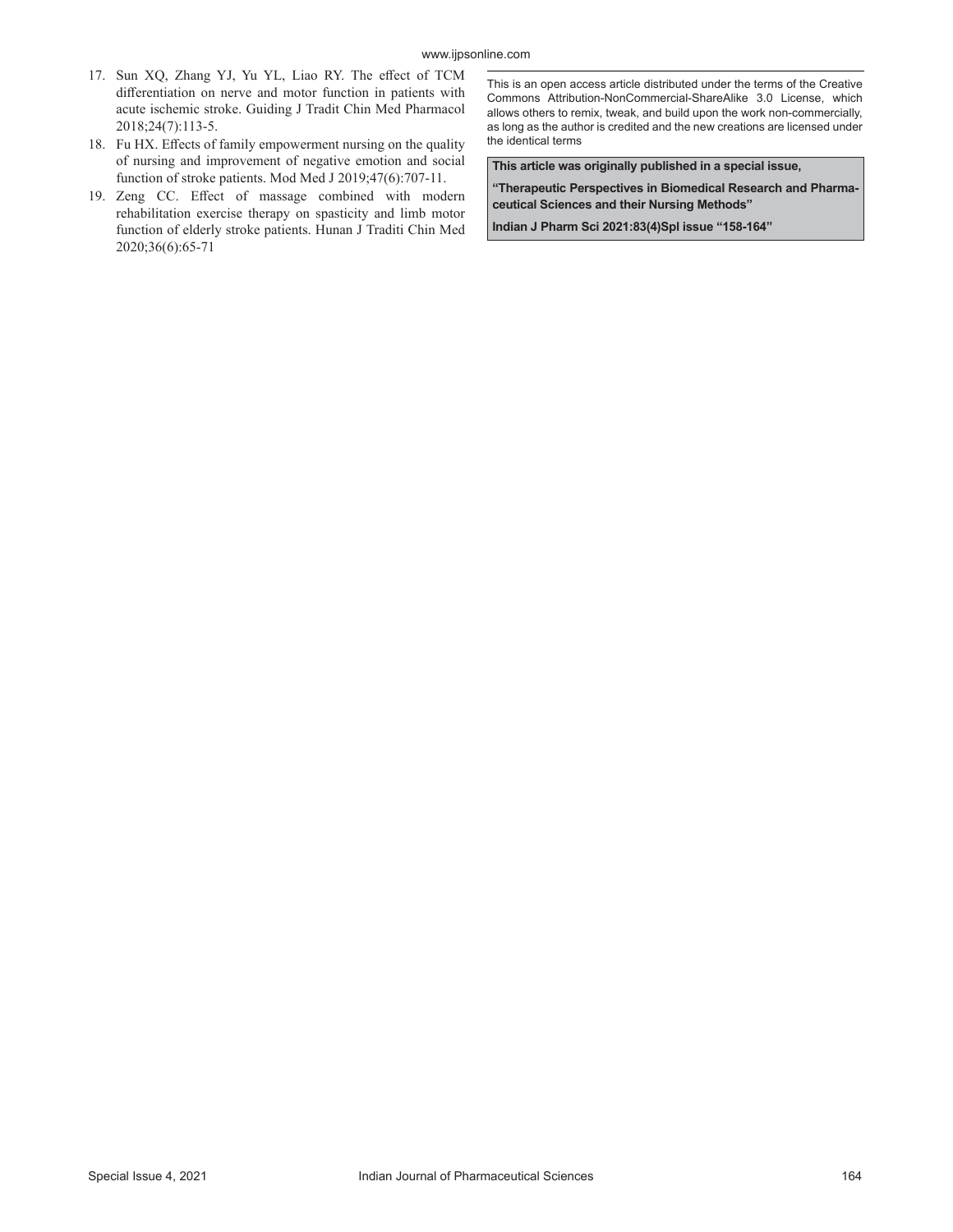17. Sun XQ, Zhang YJ, Yu YL, Liao RY. The effect of TCM differentiation on nerve and motor function in patients with acute ischemic stroke. Guiding J Tradit Chin Med Pharmacol 2018;24(7):113-5.
18. Fu HX. Effects of family empowerment nursing on the quality of nursing and improvement of negative emotion and social function of stroke patients. Mod Med J 2019;47(6):707-11.
19. Zeng CC. Effect of massage combined with modern rehabilitation exercise therapy on spasticity and limb motor function of elderly stroke patients. Hunan J Traditi Chin Med 2020;36(6):65-71

This is an open access article distributed under the terms of the Creative Commons Attribution-NonCommercial-ShareAlike 3.0 License, which allows others to remix, tweak, and build upon the work non-commercially, as long as the author is credited and the new creations are licensed under the identical terms

**This article was originally published in a special issue,**

**"Therapeutic Perspectives in Biomedical Research and Pharmaceutical Sciences and their Nursing Methods"**

**Indian J Pharm Sci 2021:83(4)Spl issue "158-164"**